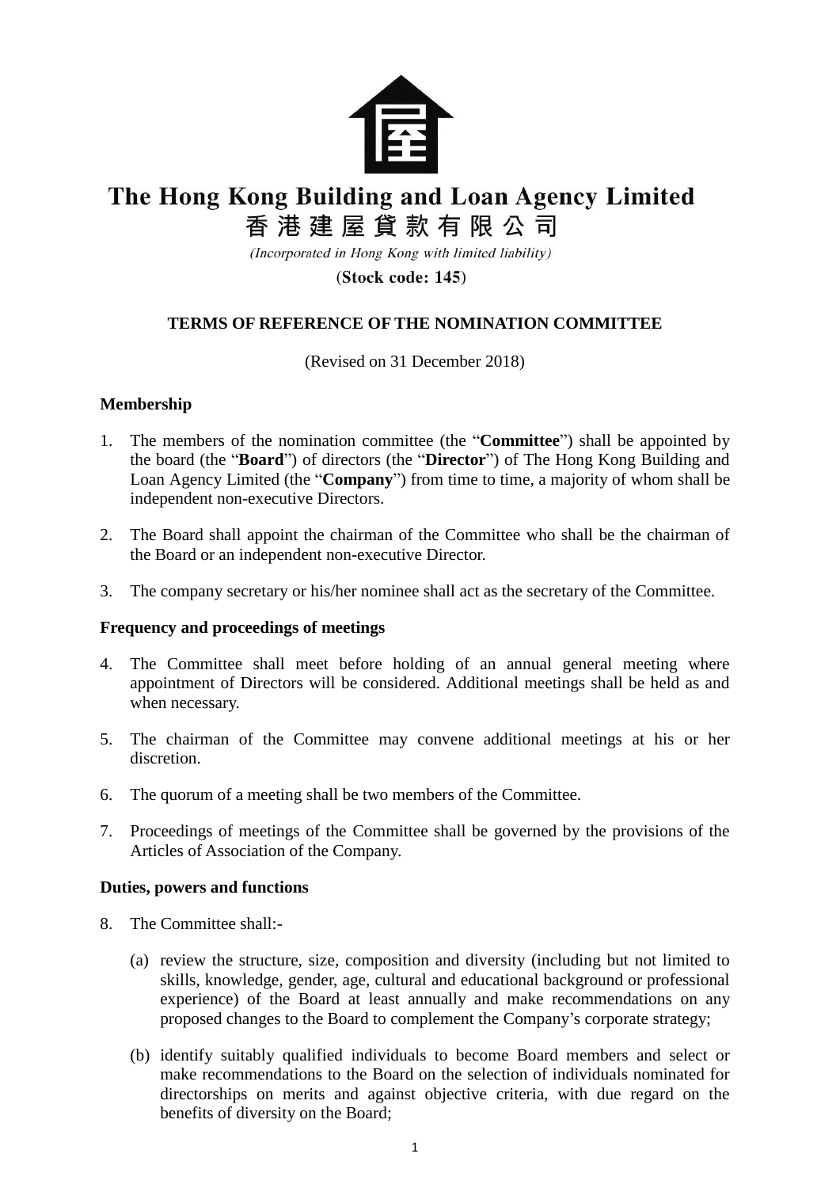# The Hong Kong Building and Loan Agency Limited

# 香港建屋貸款有限公司

*(Incorporated in Hong Kong with limited liability)*

**(Stock code: 145)**

## TERMS OF REFERENCE OF THE NOMINATION COMMITTEE

(Revised on 31 December 2018)

### Membership

1. The members of the nomination committee (the "**Committee**") shall be appointed by the board (the "**Board**") of directors (the "**Director**") of The Hong Kong Building and Loan Agency Limited (the "**Company**") from time to time, a majority of whom shall be independent non-executive Directors.

2. The Board shall appoint the chairman of the Committee who shall be the chairman of the Board or an independent non-executive Director.

3. The company secretary or his/her nominee shall act as the secretary of the Committee.

### Frequency and proceedings of meetings

4. The Committee shall meet before holding of an annual general meeting where appointment of Directors will be considered. Additional meetings shall be held as and when necessary.

5. The chairman of the Committee may convene additional meetings at his or her discretion.

6. The quorum of a meeting shall be two members of the Committee.

7. Proceedings of meetings of the Committee shall be governed by the provisions of the Articles of Association of the Company.

### Duties, powers and functions

8. The Committee shall:-

   (a) review the structure, size, composition and diversity (including but not limited to skills, knowledge, gender, age, cultural and educational background or professional experience) of the Board at least annually and make recommendations on any proposed changes to the Board to complement the Company's corporate strategy;

   (b) identify suitably qualified individuals to become Board members and select or make recommendations to the Board on the selection of individuals nominated for directorships on merits and against objective criteria, with due regard on the benefits of diversity on the Board;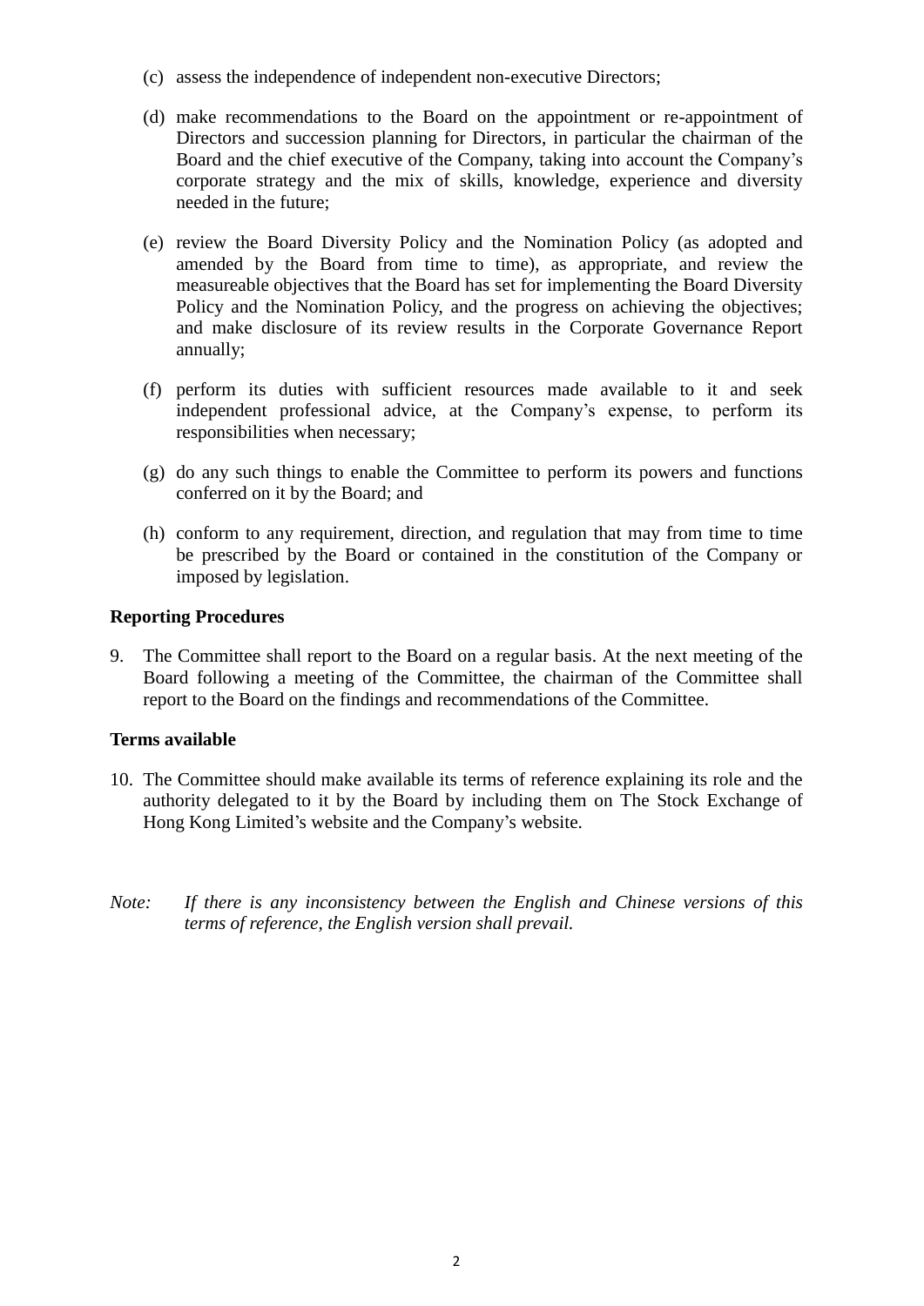(c) assess the independence of independent non-executive Directors;

(d) make recommendations to the Board on the appointment or re-appointment of Directors and succession planning for Directors, in particular the chairman of the Board and the chief executive of the Company, taking into account the Company's corporate strategy and the mix of skills, knowledge, experience and diversity needed in the future;

(e) review the Board Diversity Policy and the Nomination Policy (as adopted and amended by the Board from time to time), as appropriate, and review the measureable objectives that the Board has set for implementing the Board Diversity Policy and the Nomination Policy, and the progress on achieving the objectives; and make disclosure of its review results in the Corporate Governance Report annually;

(f) perform its duties with sufficient resources made available to it and seek independent professional advice, at the Company's expense, to perform its responsibilities when necessary;

(g) do any such things to enable the Committee to perform its powers and functions conferred on it by the Board; and

(h) conform to any requirement, direction, and regulation that may from time to time be prescribed by the Board or contained in the constitution of the Company or imposed by legislation.

**Reporting Procedures**

9. The Committee shall report to the Board on a regular basis. At the next meeting of the Board following a meeting of the Committee, the chairman of the Committee shall report to the Board on the findings and recommendations of the Committee.

**Terms available**

10. The Committee should make available its terms of reference explaining its role and the authority delegated to it by the Board by including them on The Stock Exchange of Hong Kong Limited's website and the Company's website.

*Note: If there is any inconsistency between the English and Chinese versions of this terms of reference, the English version shall prevail.*